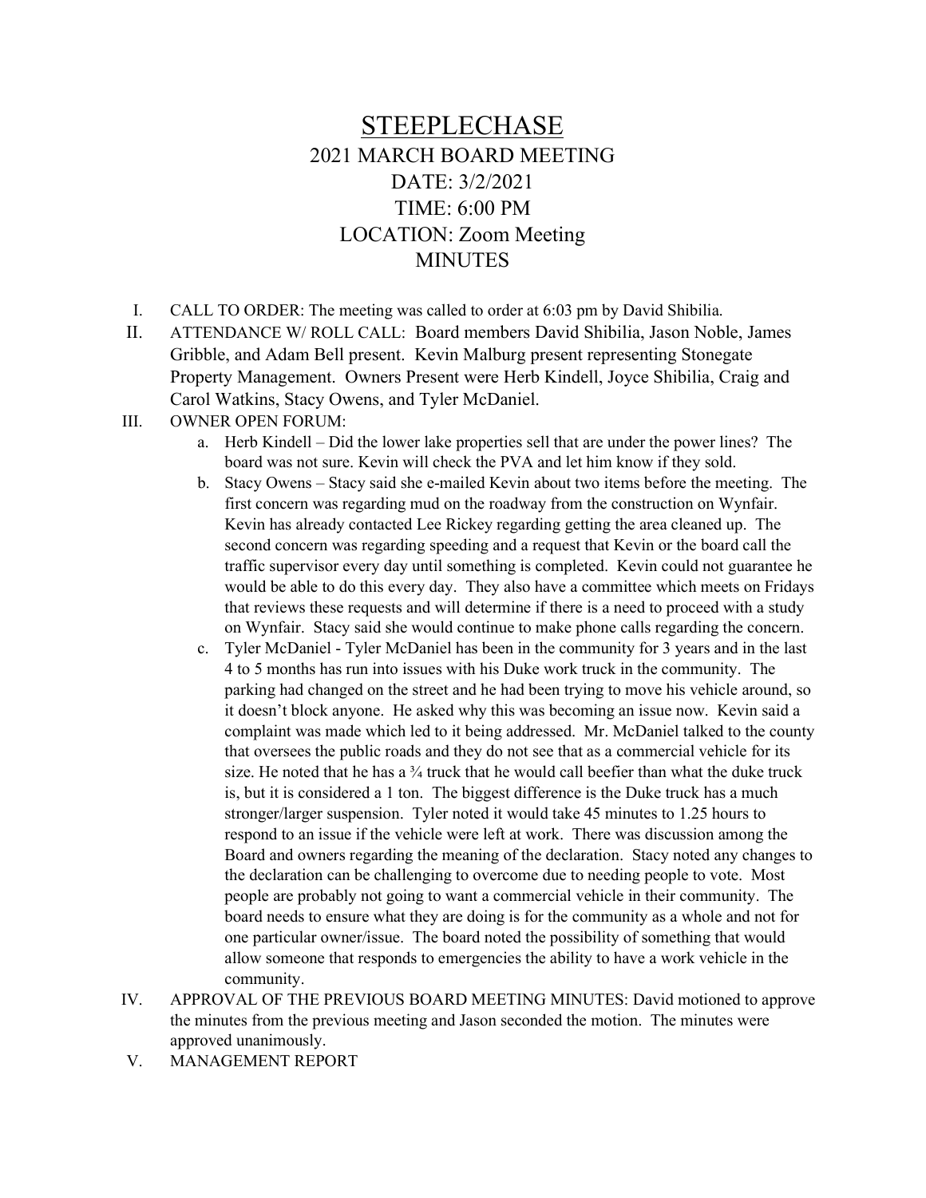# STEEPLECHASE

## 2021 MARCH BOARD MEETING

## DATE: 3/2/2021

## TIME: 6:00 PM

## LOCATION: Zoom Meeting

## MINUTES

I. CALL TO ORDER: The meeting was called to order at 6:03 pm by David Shibilia.

II. ATTENDANCE W/ ROLL CALL: Board members David Shibilia, Jason Noble, James Gribble, and Adam Bell present. Kevin Malburg present representing Stonegate Property Management. Owners Present were Herb Kindell, Joyce Shibilia, Craig and Carol Watkins, Stacy Owens, and Tyler McDaniel.

III. OWNER OPEN FORUM:

   a. Herb Kindell – Did the lower lake properties sell that are under the power lines? The board was not sure. Kevin will check the PVA and let him know if they sold.

   b. Stacy Owens – Stacy said she e-mailed Kevin about two items before the meeting. The first concern was regarding mud on the roadway from the construction on Wynfair. Kevin has already contacted Lee Rickey regarding getting the area cleaned up. The second concern was regarding speeding and a request that Kevin or the board call the traffic supervisor every day until something is completed. Kevin could not guarantee he would be able to do this every day. They also have a committee which meets on Fridays that reviews these requests and will determine if there is a need to proceed with a study on Wynfair. Stacy said she would continue to make phone calls regarding the concern.

   c. Tyler McDaniel - Tyler McDaniel has been in the community for 3 years and in the last 4 to 5 months has run into issues with his Duke work truck in the community. The parking had changed on the street and he had been trying to move his vehicle around, so it doesn't block anyone. He asked why this was becoming an issue now. Kevin said a complaint was made which led to it being addressed. Mr. McDaniel talked to the county that oversees the public roads and they do not see that as a commercial vehicle for its size. He noted that he has a ¾ truck that he would call beefier than what the duke truck is, but it is considered a 1 ton. The biggest difference is the Duke truck has a much stronger/larger suspension. Tyler noted it would take 45 minutes to 1.25 hours to respond to an issue if the vehicle were left at work. There was discussion among the Board and owners regarding the meaning of the declaration. Stacy noted any changes to the declaration can be challenging to overcome due to needing people to vote. Most people are probably not going to want a commercial vehicle in their community. The board needs to ensure what they are doing is for the community as a whole and not for one particular owner/issue. The board noted the possibility of something that would allow someone that responds to emergencies the ability to have a work vehicle in the community.

IV. APPROVAL OF THE PREVIOUS BOARD MEETING MINUTES: David motioned to approve the minutes from the previous meeting and Jason seconded the motion. The minutes were approved unanimously.

V. MANAGEMENT REPORT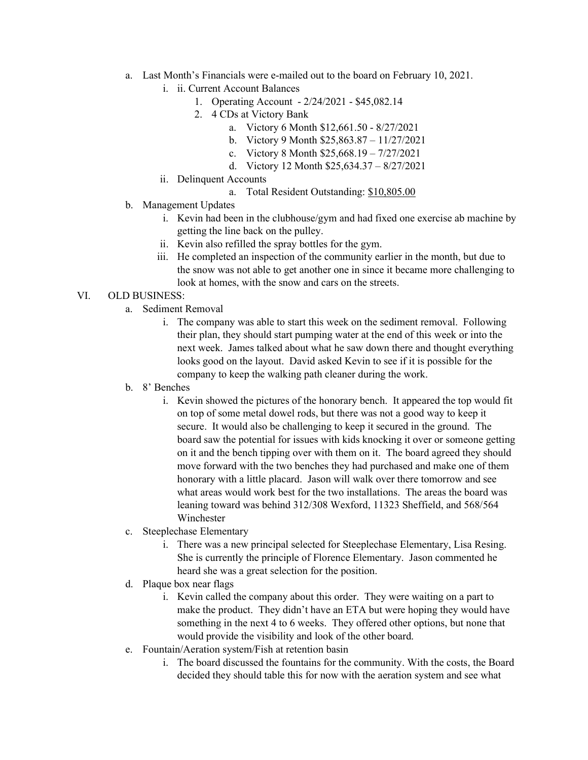a. Last Month's Financials were e-mailed out to the board on February 10, 2021.
   i. ii. Current Account Balances
      1. Operating Account - 2/24/2021 - $45,082.14
      2. 4 CDs at Victory Bank
         a. Victory 6 Month $12,661.50 - 8/27/2021
         b. Victory 9 Month $25,863.87 – 11/27/2021
         c. Victory 8 Month $25,668.19 – 7/27/2021
         d. Victory 12 Month $25,634.37 – 8/27/2021
   ii. Delinquent Accounts
         a. Total Resident Outstanding: $10,805.00

b. Management Updates
   i. Kevin had been in the clubhouse/gym and had fixed one exercise ab machine by getting the line back on the pulley.
   ii. Kevin also refilled the spray bottles for the gym.
   iii. He completed an inspection of the community earlier in the month, but due to the snow was not able to get another one in since it became more challenging to look at homes, with the snow and cars on the streets.

VI. OLD BUSINESS:

a. Sediment Removal
   i. The company was able to start this week on the sediment removal. Following their plan, they should start pumping water at the end of this week or into the next week. James talked about what he saw down there and thought everything looks good on the layout. David asked Kevin to see if it is possible for the company to keep the walking path cleaner during the work.

b. 8' Benches
   i. Kevin showed the pictures of the honorary bench. It appeared the top would fit on top of some metal dowel rods, but there was not a good way to keep it secure. It would also be challenging to keep it secured in the ground. The board saw the potential for issues with kids knocking it over or someone getting on it and the bench tipping over with them on it. The board agreed they should move forward with the two benches they had purchased and make one of them honorary with a little placard. Jason will walk over there tomorrow and see what areas would work best for the two installations. The areas the board was leaning toward was behind 312/308 Wexford, 11323 Sheffield, and 568/564 Winchester

c. Steeplechase Elementary
   i. There was a new principal selected for Steeplechase Elementary, Lisa Resing. She is currently the principle of Florence Elementary. Jason commented he heard she was a great selection for the position.

d. Plaque box near flags
   i. Kevin called the company about this order. They were waiting on a part to make the product. They didn't have an ETA but were hoping they would have something in the next 4 to 6 weeks. They offered other options, but none that would provide the visibility and look of the other board.

e. Fountain/Aeration system/Fish at retention basin
   i. The board discussed the fountains for the community. With the costs, the Board decided they should table this for now with the aeration system and see what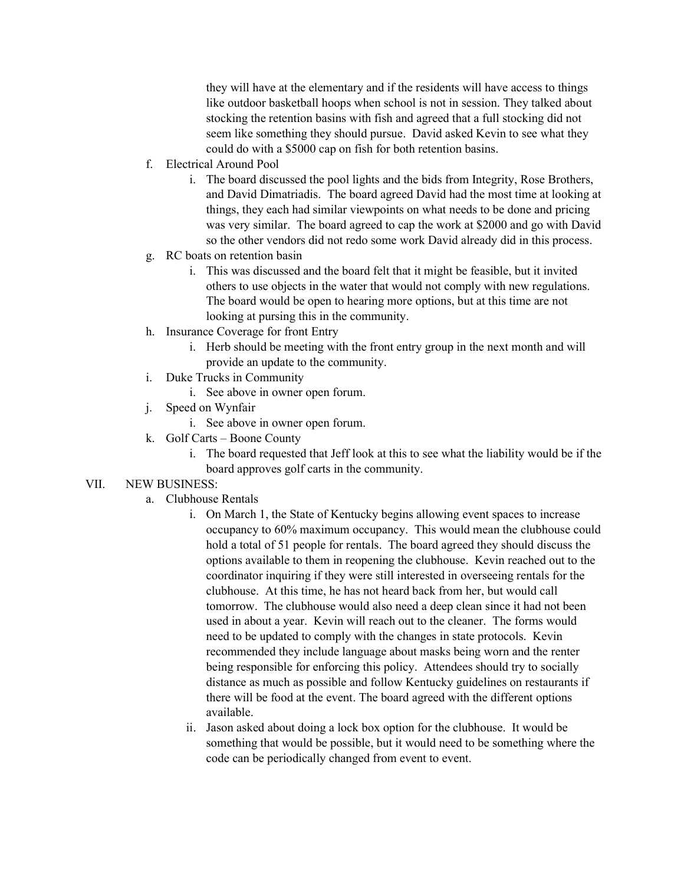they will have at the elementary and if the residents will have access to things like outdoor basketball hoops when school is not in session. They talked about stocking the retention basins with fish and agreed that a full stocking did not seem like something they should pursue. David asked Kevin to see what they could do with a $5000 cap on fish for both retention basins.

f. Electrical Around Pool
   i. The board discussed the pool lights and the bids from Integrity, Rose Brothers, and David Dimatriadis. The board agreed David had the most time at looking at things, they each had similar viewpoints on what needs to be done and pricing was very similar. The board agreed to cap the work at $2000 and go with David so the other vendors did not redo some work David already did in this process.

g. RC boats on retention basin
   i. This was discussed and the board felt that it might be feasible, but it invited others to use objects in the water that would not comply with new regulations. The board would be open to hearing more options, but at this time are not looking at pursing this in the community.

h. Insurance Coverage for front Entry
   i. Herb should be meeting with the front entry group in the next month and will provide an update to the community.

i. Duke Trucks in Community
   i. See above in owner open forum.

j. Speed on Wynfair
   i. See above in owner open forum.

k. Golf Carts – Boone County
   i. The board requested that Jeff look at this to see what the liability would be if the board approves golf carts in the community.

VII. NEW BUSINESS:

a. Clubhouse Rentals
   i. On March 1, the State of Kentucky begins allowing event spaces to increase occupancy to 60% maximum occupancy. This would mean the clubhouse could hold a total of 51 people for rentals. The board agreed they should discuss the options available to them in reopening the clubhouse. Kevin reached out to the coordinator inquiring if they were still interested in overseeing rentals for the clubhouse. At this time, he has not heard back from her, but would call tomorrow. The clubhouse would also need a deep clean since it had not been used in about a year. Kevin will reach out to the cleaner. The forms would need to be updated to comply with the changes in state protocols. Kevin recommended they include language about masks being worn and the renter being responsible for enforcing this policy. Attendees should try to socially distance as much as possible and follow Kentucky guidelines on restaurants if there will be food at the event. The board agreed with the different options available.
   ii. Jason asked about doing a lock box option for the clubhouse. It would be something that would be possible, but it would need to be something where the code can be periodically changed from event to event.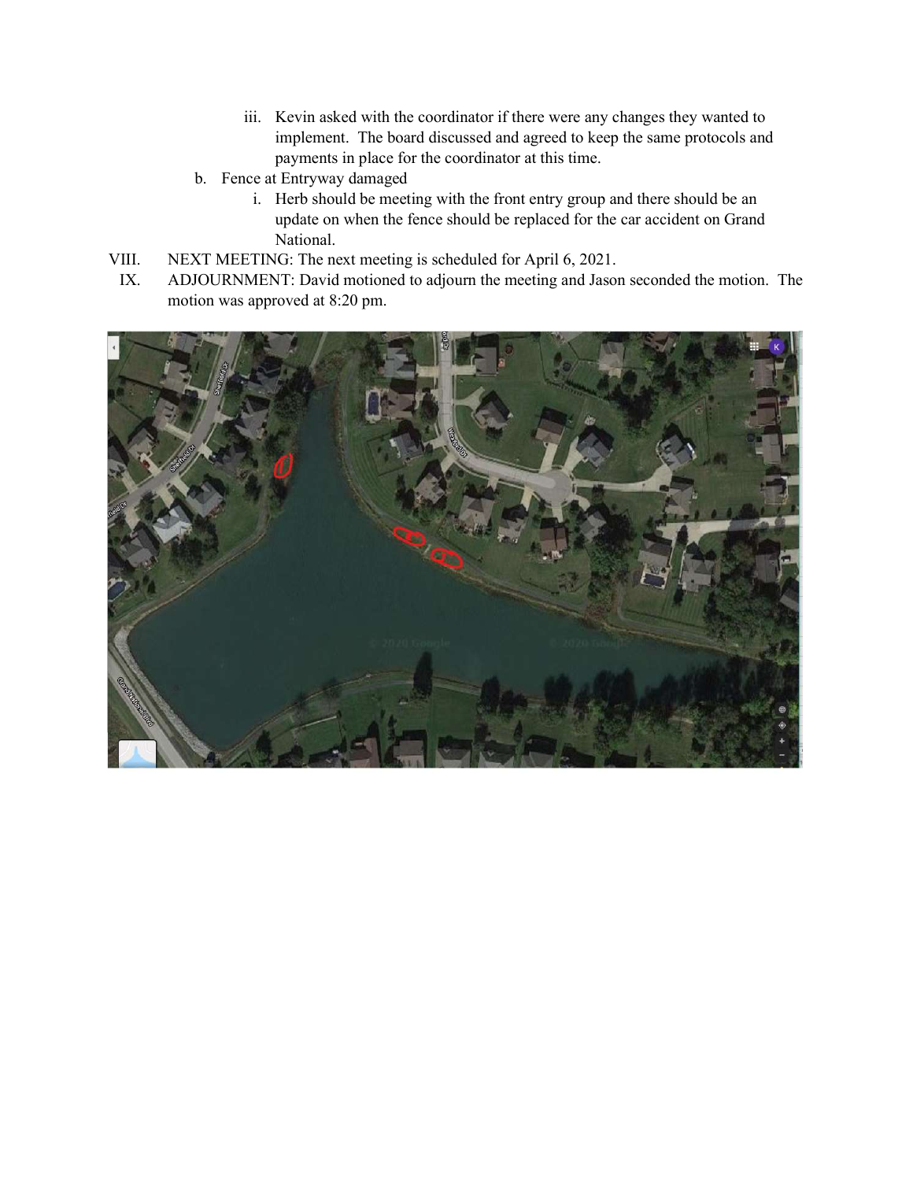iii. Kevin asked with the coordinator if there were any changes they wanted to implement. The board discussed and agreed to keep the same protocols and payments in place for the coordinator at this time.

b. Fence at Entryway damaged

   i. Herb should be meeting with the front entry group and there should be an update on when the fence should be replaced for the car accident on Grand National.

VIII. NEXT MEETING: The next meeting is scheduled for April 6, 2021.

IX. ADJOURNMENT: David motioned to adjourn the meeting and Jason seconded the motion. The motion was approved at 8:20 pm.